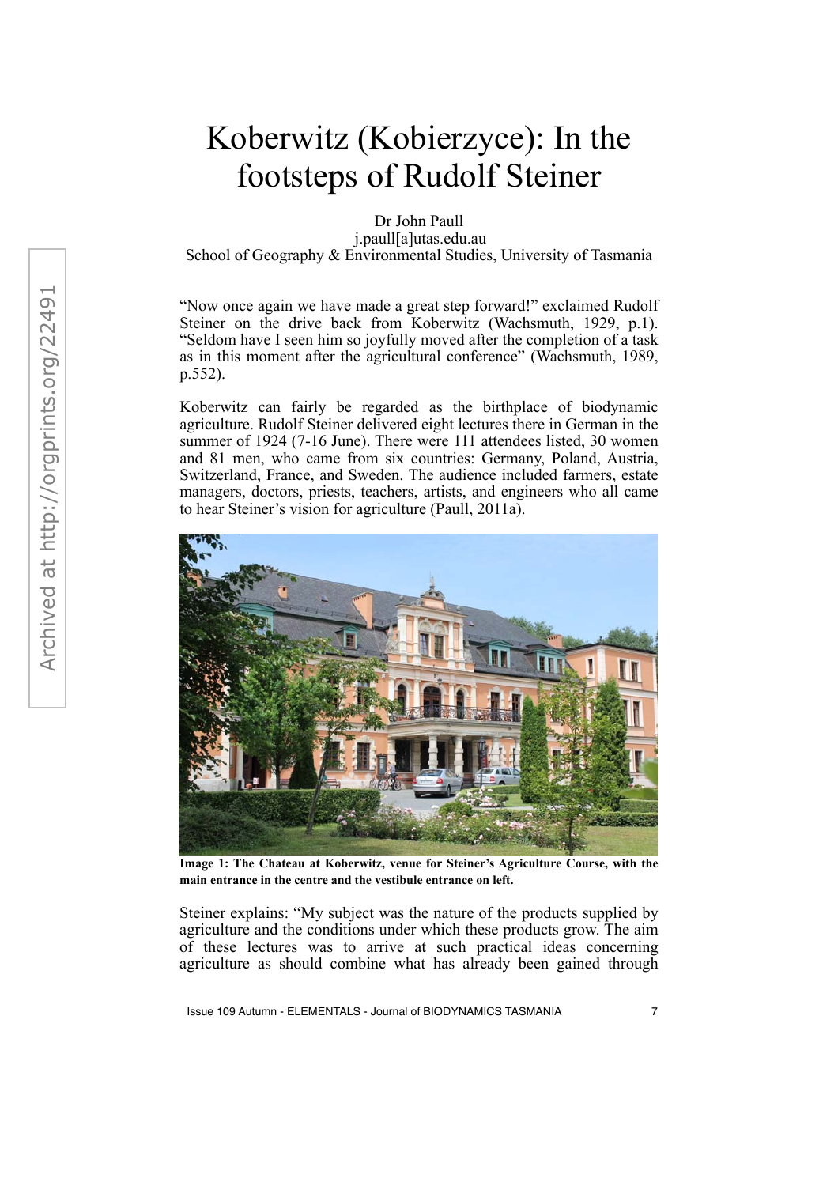# Koberwitz (Kobierzyce): In the footsteps of Rudolf Steiner

Dr John Paull
j.paull[a]utas.edu.au
School of Geography & Environmental Studies, University of Tasmania

"Now once again we have made a great step forward!" exclaimed Rudolf Steiner on the drive back from Koberwitz (Wachsmuth, 1929, p.1). "Seldom have I seen him so joyfully moved after the completion of a task as in this moment after the agricultural conference" (Wachsmuth, 1989, p.552).

Koberwitz can fairly be regarded as the birthplace of biodynamic agriculture. Rudolf Steiner delivered eight lectures there in German in the summer of 1924 (7-16 June). There were 111 attendees listed, 30 women and 81 men, who came from six countries: Germany, Poland, Austria, Switzerland, France, and Sweden. The audience included farmers, estate managers, doctors, priests, teachers, artists, and engineers who all came to hear Steiner's vision for agriculture (Paull, 2011a).

**Image 1: The Chateau at Koberwitz, venue for Steiner's Agriculture Course, with the main entrance in the centre and the vestibule entrance on left.**

Steiner explains: "My subject was the nature of the products supplied by agriculture and the conditions under which these products grow. The aim of these lectures was to arrive at such practical ideas concerning agriculture as should combine what has already been gained through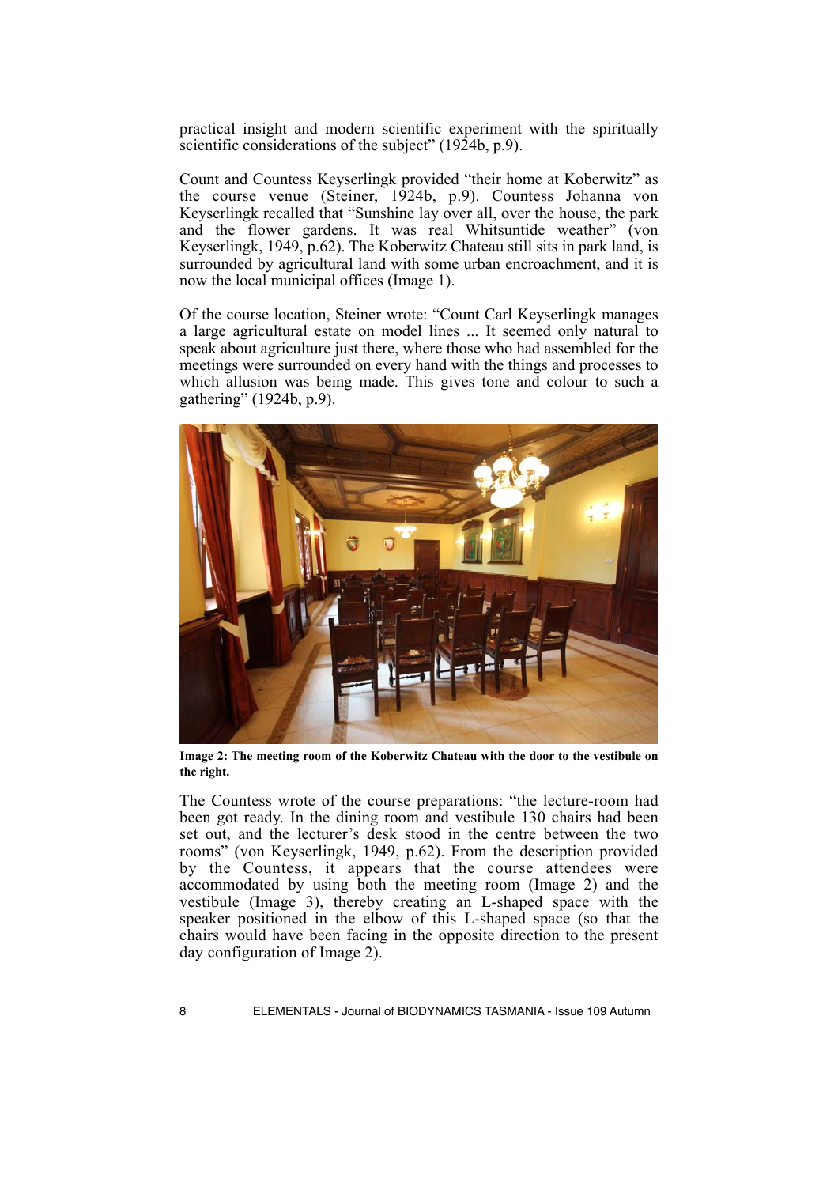practical insight and modern scientific experiment with the spiritually scientific considerations of the subject" (1924b, p.9).

Count and Countess Keyserlingk provided "their home at Koberwitz" as the course venue (Steiner, 1924b, p.9). Countess Johanna von Keyserlingk recalled that "Sunshine lay over all, over the house, the park and the flower gardens. It was real Whitsuntide weather" (von Keyserlingk, 1949, p.62). The Koberwitz Chateau still sits in park land, is surrounded by agricultural land with some urban encroachment, and it is now the local municipal offices (Image 1).

Of the course location, Steiner wrote: "Count Carl Keyserlingk manages a large agricultural estate on model lines ... It seemed only natural to speak about agriculture just there, where those who had assembled for the meetings were surrounded on every hand with the things and processes to which allusion was being made. This gives tone and colour to such a gathering" (1924b, p.9).

**Image 2: The meeting room of the Koberwitz Chateau with the door to the vestibule on the right.**

The Countess wrote of the course preparations: "the lecture-room had been got ready. In the dining room and vestibule 130 chairs had been set out, and the lecturer's desk stood in the centre between the two rooms" (von Keyserlingk, 1949, p.62). From the description provided by the Countess, it appears that the course attendees were accommodated by using both the meeting room (Image 2) and the vestibule (Image 3), thereby creating an L-shaped space with the speaker positioned in the elbow of this L-shaped space (so that the chairs would have been facing in the opposite direction to the present day configuration of Image 2).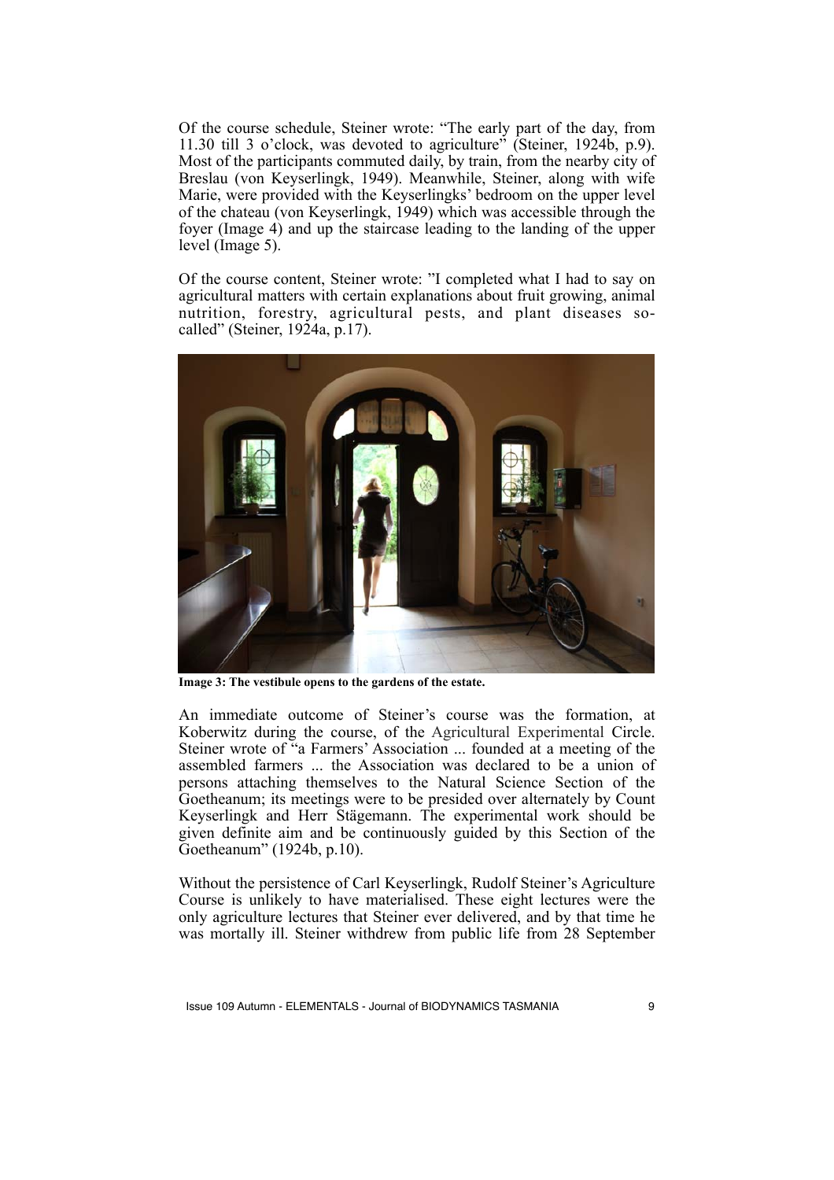Of the course schedule, Steiner wrote: "The early part of the day, from 11.30 till 3 o'clock, was devoted to agriculture" (Steiner, 1924b, p.9). Most of the participants commuted daily, by train, from the nearby city of Breslau (von Keyserlingk, 1949). Meanwhile, Steiner, along with wife Marie, were provided with the Keyserlingks' bedroom on the upper level of the chateau (von Keyserlingk, 1949) which was accessible through the foyer (Image 4) and up the staircase leading to the landing of the upper level (Image 5).

Of the course content, Steiner wrote: "I completed what I had to say on agricultural matters with certain explanations about fruit growing, animal nutrition, forestry, agricultural pests, and plant diseases so-called" (Steiner, 1924a, p.17).

**Image 3: The vestibule opens to the gardens of the estate.**

An immediate outcome of Steiner's course was the formation, at Koberwitz during the course, of the Agricultural Experimental Circle. Steiner wrote of "a Farmers' Association ... founded at a meeting of the assembled farmers ... the Association was declared to be a union of persons attaching themselves to the Natural Science Section of the Goetheanum; its meetings were to be presided over alternately by Count Keyserlingk and Herr Stägemann. The experimental work should be given definite aim and be continuously guided by this Section of the Goetheanum" (1924b, p.10).

Without the persistence of Carl Keyserlingk, Rudolf Steiner's Agriculture Course is unlikely to have materialised. These eight lectures were the only agriculture lectures that Steiner ever delivered, and by that time he was mortally ill. Steiner withdrew from public life from 28 September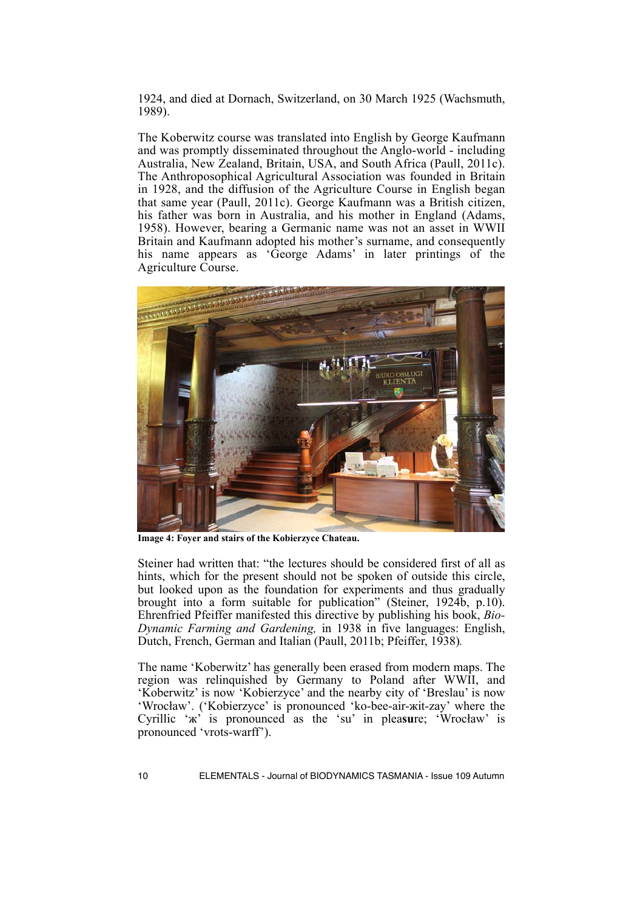1924, and died at Dornach, Switzerland, on 30 March 1925 (Wachsmuth, 1989).

The Koberwitz course was translated into English by George Kaufmann and was promptly disseminated throughout the Anglo-world - including Australia, New Zealand, Britain, USA, and South Africa (Paull, 2011c). The Anthroposophical Agricultural Association was founded in Britain in 1928, and the diffusion of the Agriculture Course in English began that same year (Paull, 2011c). George Kaufmann was a British citizen, his father was born in Australia, and his mother in England (Adams, 1958). However, bearing a Germanic name was not an asset in WWII Britain and Kaufmann adopted his mother's surname, and consequently his name appears as 'George Adams' in later printings of the Agriculture Course.

**Image 4: Foyer and stairs of the Kobierzyce Chateau.**

Steiner had written that: "the lectures should be considered first of all as hints, which for the present should not be spoken of outside this circle, but looked upon as the foundation for experiments and thus gradually brought into a form suitable for publication" (Steiner, 1924b, p.10). Ehrenfried Pfeiffer manifested this directive by publishing his book, *Bio-Dynamic Farming and Gardening,* in 1938 in five languages: English, Dutch, French, German and Italian (Paull, 2011b; Pfeiffer, 1938).

The name 'Koberwitz' has generally been erased from modern maps. The region was relinquished by Germany to Poland after WWII, and 'Koberwitz' is now 'Kobierzyce' and the nearby city of 'Breslau' is now 'Wrocław'. ('Kobierzyce' is pronounced 'ko-bee-air-жit-zay' where the Cyrillic 'ж' is pronounced as the 'su' in plea**su**re; 'Wrocław' is pronounced 'vrots-warff').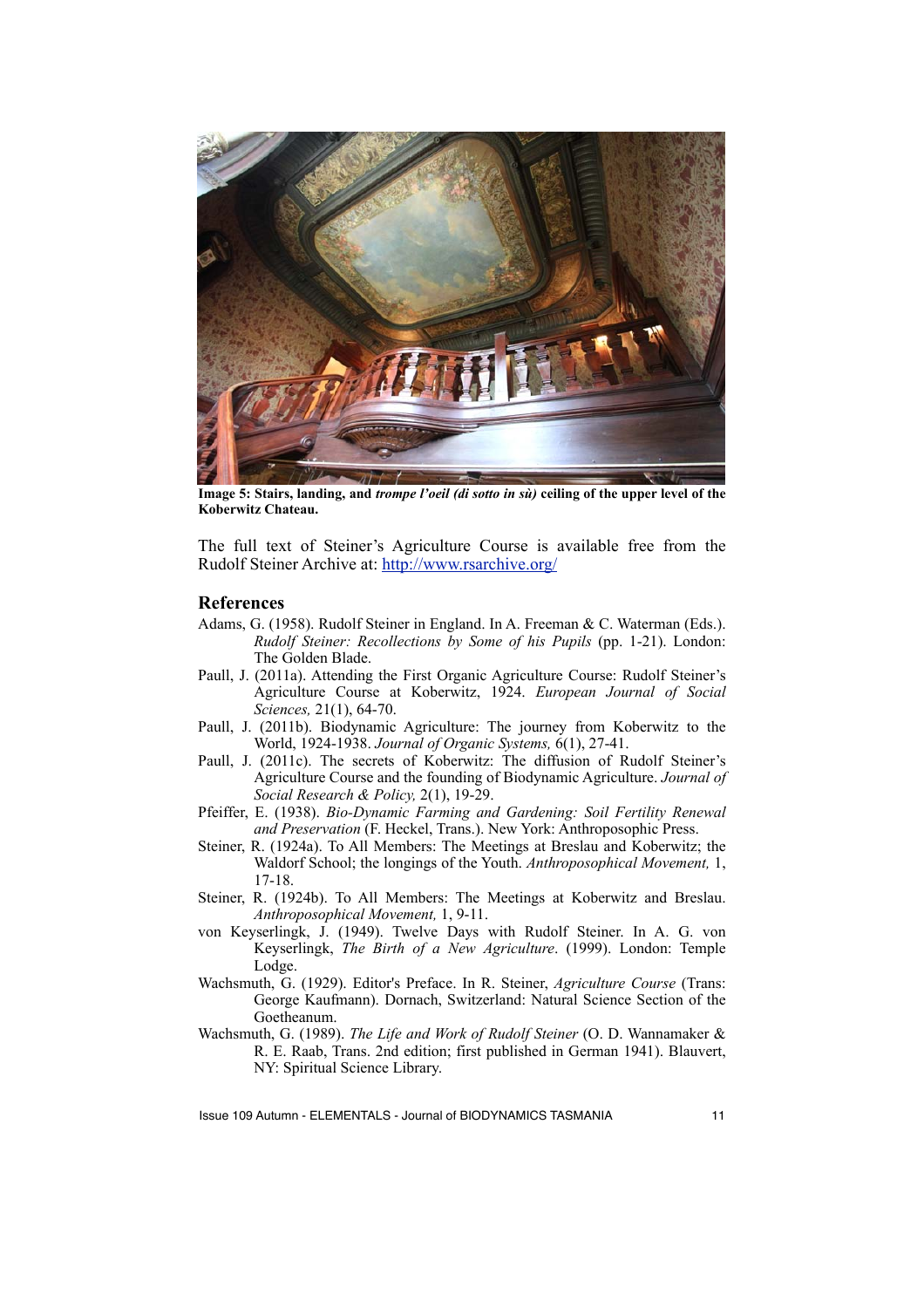**Image 5: Stairs, landing, and *trompe l'oeil (di sotto in sù)* ceiling of the upper level of the Koberwitz Chateau.**

The full text of Steiner's Agriculture Course is available free from the Rudolf Steiner Archive at: http://www.rsarchive.org/

## References

Adams, G. (1958). Rudolf Steiner in England. In A. Freeman & C. Waterman (Eds.). *Rudolf Steiner: Recollections by Some of his Pupils* (pp. 1-21). London: The Golden Blade.

Paull, J. (2011a). Attending the First Organic Agriculture Course: Rudolf Steiner's Agriculture Course at Koberwitz, 1924. *European Journal of Social Sciences,* 21(1), 64-70.

Paull, J. (2011b). Biodynamic Agriculture: The journey from Koberwitz to the World, 1924-1938. *Journal of Organic Systems,* 6(1), 27-41.

Paull, J. (2011c). The secrets of Koberwitz: The diffusion of Rudolf Steiner's Agriculture Course and the founding of Biodynamic Agriculture. *Journal of Social Research & Policy,* 2(1), 19-29.

Pfeiffer, E. (1938). *Bio-Dynamic Farming and Gardening: Soil Fertility Renewal and Preservation* (F. Heckel, Trans.). New York: Anthroposophic Press.

Steiner, R. (1924a). To All Members: The Meetings at Breslau and Koberwitz; the Waldorf School; the longings of the Youth. *Anthroposophical Movement,* 1, 17-18.

Steiner, R. (1924b). To All Members: The Meetings at Koberwitz and Breslau. *Anthroposophical Movement,* 1, 9-11.

von Keyserlingk, J. (1949). Twelve Days with Rudolf Steiner. In A. G. von Keyserlingk, *The Birth of a New Agriculture*. (1999). London: Temple Lodge.

Wachsmuth, G. (1929). Editor's Preface. In R. Steiner, *Agriculture Course* (Trans: George Kaufmann). Dornach, Switzerland: Natural Science Section of the Goetheanum.

Wachsmuth, G. (1989). *The Life and Work of Rudolf Steiner* (O. D. Wannamaker & R. E. Raab, Trans. 2nd edition; first published in German 1941). Blauvert, NY: Spiritual Science Library.